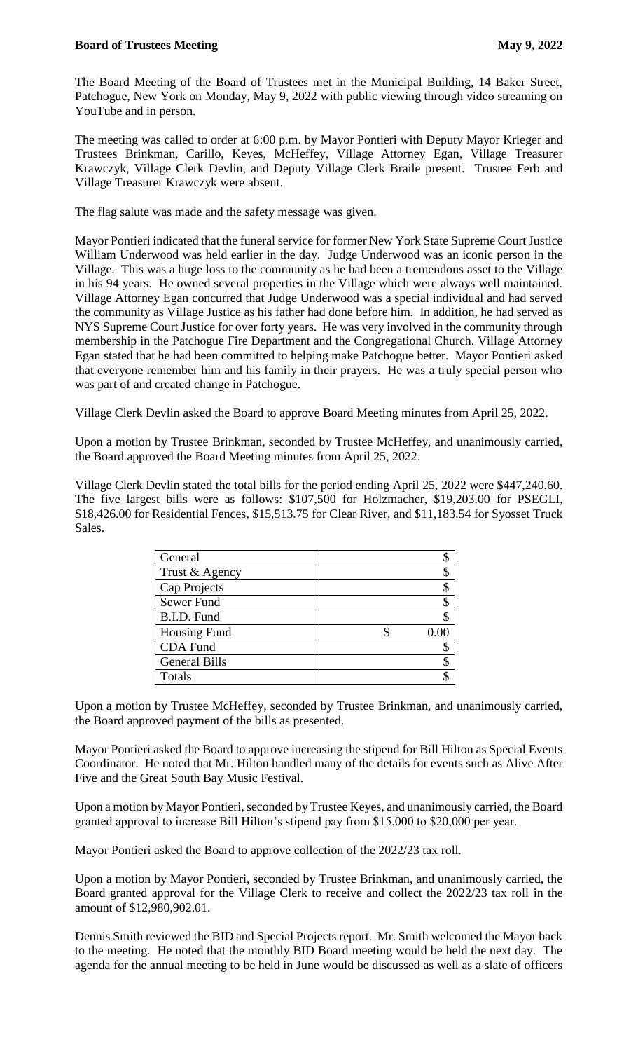**Board of Trustees Meeting** **May 9, 2022**

The Board Meeting of the Board of Trustees met in the Municipal Building, 14 Baker Street, Patchogue, New York on Monday, May 9, 2022 with public viewing through video streaming on YouTube and in person.

The meeting was called to order at 6:00 p.m. by Mayor Pontieri with Deputy Mayor Krieger and Trustees Brinkman, Carillo, Keyes, McHeffey, Village Attorney Egan, Village Treasurer Krawczyk, Village Clerk Devlin, and Deputy Village Clerk Braile present. Trustee Ferb and Village Treasurer Krawczyk were absent.

The flag salute was made and the safety message was given.

Mayor Pontieri indicated that the funeral service for former New York State Supreme Court Justice William Underwood was held earlier in the day. Judge Underwood was an iconic person in the Village. This was a huge loss to the community as he had been a tremendous asset to the Village in his 94 years. He owned several properties in the Village which were always well maintained. Village Attorney Egan concurred that Judge Underwood was a special individual and had served the community as Village Justice as his father had done before him. In addition, he had served as NYS Supreme Court Justice for over forty years. He was very involved in the community through membership in the Patchogue Fire Department and the Congregational Church. Village Attorney Egan stated that he had been committed to helping make Patchogue better. Mayor Pontieri asked that everyone remember him and his family in their prayers. He was a truly special person who was part of and created change in Patchogue.

Village Clerk Devlin asked the Board to approve Board Meeting minutes from April 25, 2022.

Upon a motion by Trustee Brinkman, seconded by Trustee McHeffey, and unanimously carried, the Board approved the Board Meeting minutes from April 25, 2022.

Village Clerk Devlin stated the total bills for the period ending April 25, 2022 were $447,240.60. The five largest bills were as follows: $107,500 for Holzmacher, $19,203.00 for PSEGLI, $18,426.00 for Residential Fences, $15,513.75 for Clear River, and $11,183.54 for Syosset Truck Sales.

| | |
|---|---|
| General | $ |
| Trust & Agency | $ |
| Cap Projects | $ |
| Sewer Fund | $ |
| B.I.D. Fund | $ |
| Housing Fund | $ 0.00 |
| CDA Fund | $ |
| General Bills | $ |
| Totals | $ |

Upon a motion by Trustee McHeffey, seconded by Trustee Brinkman, and unanimously carried, the Board approved payment of the bills as presented.

Mayor Pontieri asked the Board to approve increasing the stipend for Bill Hilton as Special Events Coordinator. He noted that Mr. Hilton handled many of the details for events such as Alive After Five and the Great South Bay Music Festival.

Upon a motion by Mayor Pontieri, seconded by Trustee Keyes, and unanimously carried, the Board granted approval to increase Bill Hilton's stipend pay from $15,000 to $20,000 per year.

Mayor Pontieri asked the Board to approve collection of the 2022/23 tax roll.

Upon a motion by Mayor Pontieri, seconded by Trustee Brinkman, and unanimously carried, the Board granted approval for the Village Clerk to receive and collect the 2022/23 tax roll in the amount of $12,980,902.01.

Dennis Smith reviewed the BID and Special Projects report. Mr. Smith welcomed the Mayor back to the meeting. He noted that the monthly BID Board meeting would be held the next day. The agenda for the annual meeting to be held in June would be discussed as well as a slate of officers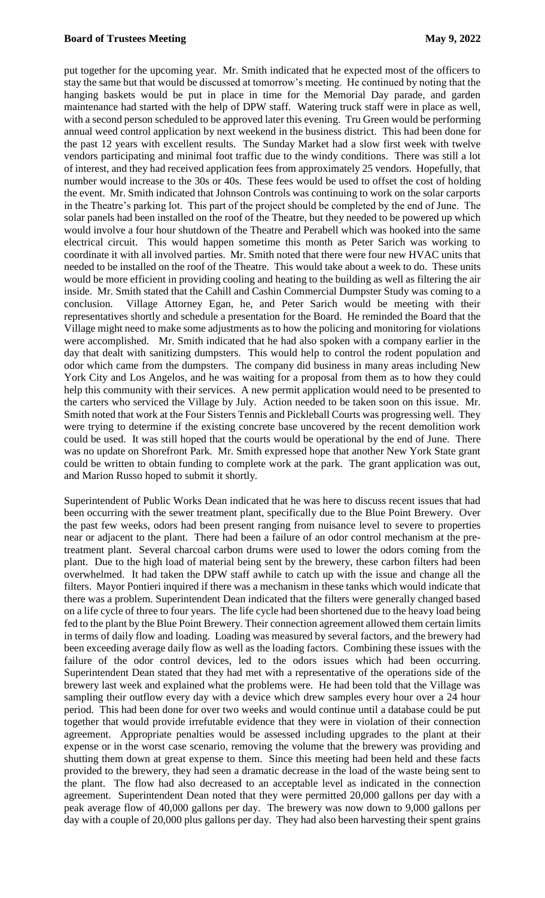put together for the upcoming year. Mr. Smith indicated that he expected most of the officers to stay the same but that would be discussed at tomorrow's meeting. He continued by noting that the hanging baskets would be put in place in time for the Memorial Day parade, and garden maintenance had started with the help of DPW staff. Watering truck staff were in place as well, with a second person scheduled to be approved later this evening. Tru Green would be performing annual weed control application by next weekend in the business district. This had been done for the past 12 years with excellent results. The Sunday Market had a slow first week with twelve vendors participating and minimal foot traffic due to the windy conditions. There was still a lot of interest, and they had received application fees from approximately 25 vendors. Hopefully, that number would increase to the 30s or 40s. These fees would be used to offset the cost of holding the event. Mr. Smith indicated that Johnson Controls was continuing to work on the solar carports in the Theatre's parking lot. This part of the project should be completed by the end of June. The solar panels had been installed on the roof of the Theatre, but they needed to be powered up which would involve a four hour shutdown of the Theatre and Perabell which was hooked into the same electrical circuit. This would happen sometime this month as Peter Sarich was working to coordinate it with all involved parties. Mr. Smith noted that there were four new HVAC units that needed to be installed on the roof of the Theatre. This would take about a week to do. These units would be more efficient in providing cooling and heating to the building as well as filtering the air inside. Mr. Smith stated that the Cahill and Cashin Commercial Dumpster Study was coming to a conclusion. Village Attorney Egan, he, and Peter Sarich would be meeting with their representatives shortly and schedule a presentation for the Board. He reminded the Board that the Village might need to make some adjustments as to how the policing and monitoring for violations were accomplished. Mr. Smith indicated that he had also spoken with a company earlier in the day that dealt with sanitizing dumpsters. This would help to control the rodent population and odor which came from the dumpsters. The company did business in many areas including New York City and Los Angelos, and he was waiting for a proposal from them as to how they could help this community with their services. A new permit application would need to be presented to the carters who serviced the Village by July. Action needed to be taken soon on this issue. Mr. Smith noted that work at the Four Sisters Tennis and Pickleball Courts was progressing well. They were trying to determine if the existing concrete base uncovered by the recent demolition work could be used. It was still hoped that the courts would be operational by the end of June. There was no update on Shorefront Park. Mr. Smith expressed hope that another New York State grant could be written to obtain funding to complete work at the park. The grant application was out, and Marion Russo hoped to submit it shortly.

Superintendent of Public Works Dean indicated that he was here to discuss recent issues that had been occurring with the sewer treatment plant, specifically due to the Blue Point Brewery. Over the past few weeks, odors had been present ranging from nuisance level to severe to properties near or adjacent to the plant. There had been a failure of an odor control mechanism at the pre-treatment plant. Several charcoal carbon drums were used to lower the odors coming from the plant. Due to the high load of material being sent by the brewery, these carbon filters had been overwhelmed. It had taken the DPW staff awhile to catch up with the issue and change all the filters. Mayor Pontieri inquired if there was a mechanism in these tanks which would indicate that there was a problem. Superintendent Dean indicated that the filters were generally changed based on a life cycle of three to four years. The life cycle had been shortened due to the heavy load being fed to the plant by the Blue Point Brewery. Their connection agreement allowed them certain limits in terms of daily flow and loading. Loading was measured by several factors, and the brewery had been exceeding average daily flow as well as the loading factors. Combining these issues with the failure of the odor control devices, led to the odors issues which had been occurring. Superintendent Dean stated that they had met with a representative of the operations side of the brewery last week and explained what the problems were. He had been told that the Village was sampling their outflow every day with a device which drew samples every hour over a 24 hour period. This had been done for over two weeks and would continue until a database could be put together that would provide irrefutable evidence that they were in violation of their connection agreement. Appropriate penalties would be assessed including upgrades to the plant at their expense or in the worst case scenario, removing the volume that the brewery was providing and shutting them down at great expense to them. Since this meeting had been held and these facts provided to the brewery, they had seen a dramatic decrease in the load of the waste being sent to the plant. The flow had also decreased to an acceptable level as indicated in the connection agreement. Superintendent Dean noted that they were permitted 20,000 gallons per day with a peak average flow of 40,000 gallons per day. The brewery was now down to 9,000 gallons per day with a couple of 20,000 plus gallons per day. They had also been harvesting their spent grains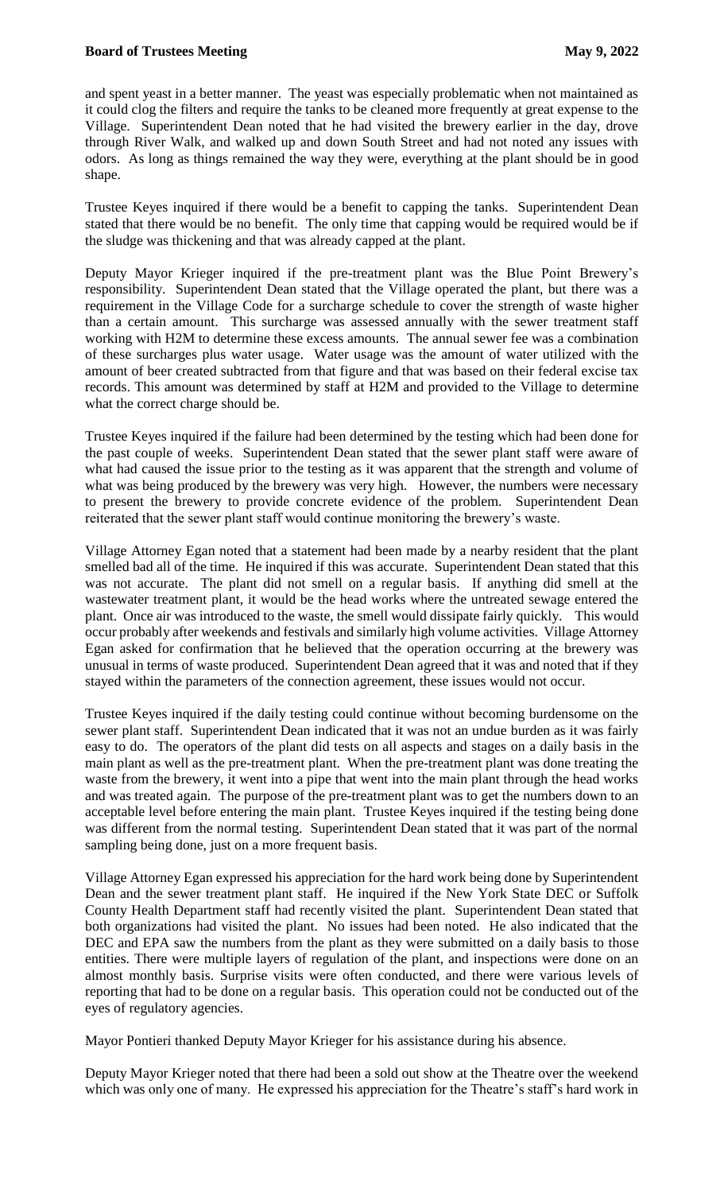and spent yeast in a better manner. The yeast was especially problematic when not maintained as it could clog the filters and require the tanks to be cleaned more frequently at great expense to the Village. Superintendent Dean noted that he had visited the brewery earlier in the day, drove through River Walk, and walked up and down South Street and had not noted any issues with odors. As long as things remained the way they were, everything at the plant should be in good shape.

Trustee Keyes inquired if there would be a benefit to capping the tanks. Superintendent Dean stated that there would be no benefit. The only time that capping would be required would be if the sludge was thickening and that was already capped at the plant.

Deputy Mayor Krieger inquired if the pre-treatment plant was the Blue Point Brewery's responsibility. Superintendent Dean stated that the Village operated the plant, but there was a requirement in the Village Code for a surcharge schedule to cover the strength of waste higher than a certain amount. This surcharge was assessed annually with the sewer treatment staff working with H2M to determine these excess amounts. The annual sewer fee was a combination of these surcharges plus water usage. Water usage was the amount of water utilized with the amount of beer created subtracted from that figure and that was based on their federal excise tax records. This amount was determined by staff at H2M and provided to the Village to determine what the correct charge should be.

Trustee Keyes inquired if the failure had been determined by the testing which had been done for the past couple of weeks. Superintendent Dean stated that the sewer plant staff were aware of what had caused the issue prior to the testing as it was apparent that the strength and volume of what was being produced by the brewery was very high. However, the numbers were necessary to present the brewery to provide concrete evidence of the problem. Superintendent Dean reiterated that the sewer plant staff would continue monitoring the brewery's waste.

Village Attorney Egan noted that a statement had been made by a nearby resident that the plant smelled bad all of the time. He inquired if this was accurate. Superintendent Dean stated that this was not accurate. The plant did not smell on a regular basis. If anything did smell at the wastewater treatment plant, it would be the head works where the untreated sewage entered the plant. Once air was introduced to the waste, the smell would dissipate fairly quickly. This would occur probably after weekends and festivals and similarly high volume activities. Village Attorney Egan asked for confirmation that he believed that the operation occurring at the brewery was unusual in terms of waste produced. Superintendent Dean agreed that it was and noted that if they stayed within the parameters of the connection agreement, these issues would not occur.

Trustee Keyes inquired if the daily testing could continue without becoming burdensome on the sewer plant staff. Superintendent Dean indicated that it was not an undue burden as it was fairly easy to do. The operators of the plant did tests on all aspects and stages on a daily basis in the main plant as well as the pre-treatment plant. When the pre-treatment plant was done treating the waste from the brewery, it went into a pipe that went into the main plant through the head works and was treated again. The purpose of the pre-treatment plant was to get the numbers down to an acceptable level before entering the main plant. Trustee Keyes inquired if the testing being done was different from the normal testing. Superintendent Dean stated that it was part of the normal sampling being done, just on a more frequent basis.

Village Attorney Egan expressed his appreciation for the hard work being done by Superintendent Dean and the sewer treatment plant staff. He inquired if the New York State DEC or Suffolk County Health Department staff had recently visited the plant. Superintendent Dean stated that both organizations had visited the plant. No issues had been noted. He also indicated that the DEC and EPA saw the numbers from the plant as they were submitted on a daily basis to those entities. There were multiple layers of regulation of the plant, and inspections were done on an almost monthly basis. Surprise visits were often conducted, and there were various levels of reporting that had to be done on a regular basis. This operation could not be conducted out of the eyes of regulatory agencies.

Mayor Pontieri thanked Deputy Mayor Krieger for his assistance during his absence.

Deputy Mayor Krieger noted that there had been a sold out show at the Theatre over the weekend which was only one of many. He expressed his appreciation for the Theatre's staff's hard work in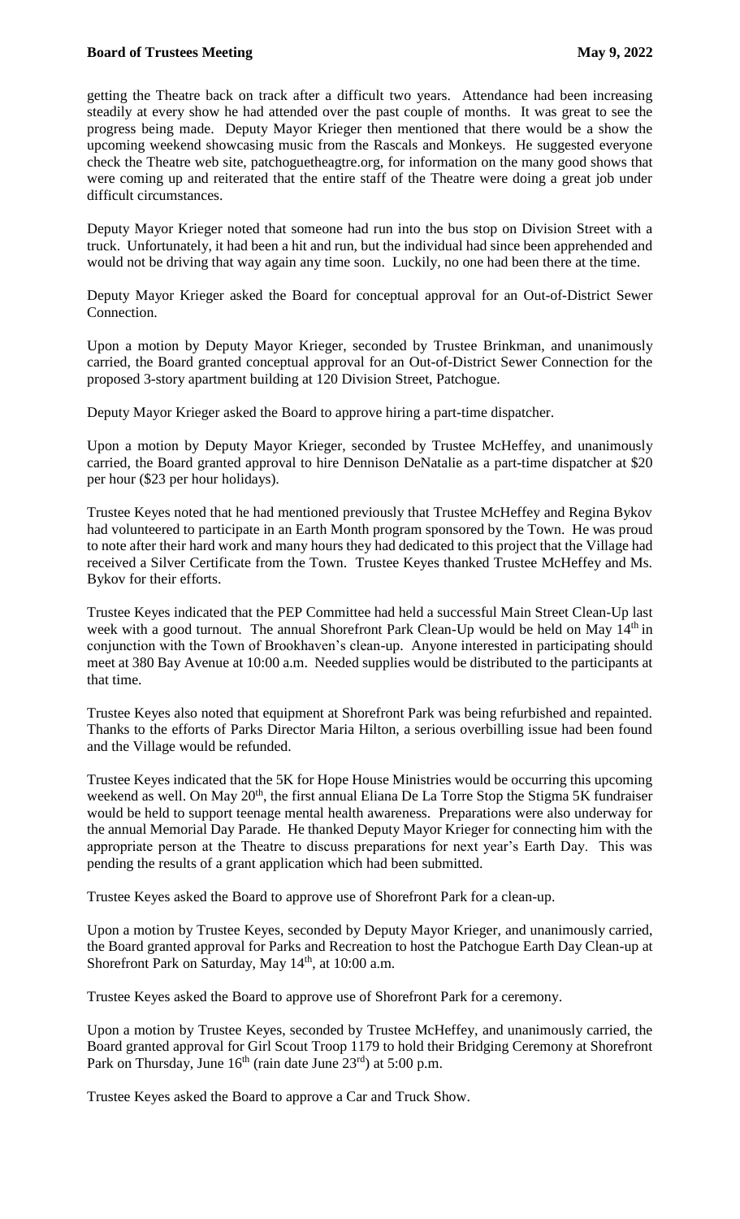getting the Theatre back on track after a difficult two years. Attendance had been increasing steadily at every show he had attended over the past couple of months. It was great to see the progress being made. Deputy Mayor Krieger then mentioned that there would be a show the upcoming weekend showcasing music from the Rascals and Monkeys. He suggested everyone check the Theatre web site, patchoguetheagtre.org, for information on the many good shows that were coming up and reiterated that the entire staff of the Theatre were doing a great job under difficult circumstances.

Deputy Mayor Krieger noted that someone had run into the bus stop on Division Street with a truck. Unfortunately, it had been a hit and run, but the individual had since been apprehended and would not be driving that way again any time soon. Luckily, no one had been there at the time.

Deputy Mayor Krieger asked the Board for conceptual approval for an Out-of-District Sewer Connection.

Upon a motion by Deputy Mayor Krieger, seconded by Trustee Brinkman, and unanimously carried, the Board granted conceptual approval for an Out-of-District Sewer Connection for the proposed 3-story apartment building at 120 Division Street, Patchogue.

Deputy Mayor Krieger asked the Board to approve hiring a part-time dispatcher.

Upon a motion by Deputy Mayor Krieger, seconded by Trustee McHeffey, and unanimously carried, the Board granted approval to hire Dennison DeNatalie as a part-time dispatcher at $20 per hour ($23 per hour holidays).

Trustee Keyes noted that he had mentioned previously that Trustee McHeffey and Regina Bykov had volunteered to participate in an Earth Month program sponsored by the Town. He was proud to note after their hard work and many hours they had dedicated to this project that the Village had received a Silver Certificate from the Town. Trustee Keyes thanked Trustee McHeffey and Ms. Bykov for their efforts.

Trustee Keyes indicated that the PEP Committee had held a successful Main Street Clean-Up last week with a good turnout. The annual Shorefront Park Clean-Up would be held on May 14th in conjunction with the Town of Brookhaven's clean-up. Anyone interested in participating should meet at 380 Bay Avenue at 10:00 a.m. Needed supplies would be distributed to the participants at that time.

Trustee Keyes also noted that equipment at Shorefront Park was being refurbished and repainted. Thanks to the efforts of Parks Director Maria Hilton, a serious overbilling issue had been found and the Village would be refunded.

Trustee Keyes indicated that the 5K for Hope House Ministries would be occurring this upcoming weekend as well. On May 20th, the first annual Eliana De La Torre Stop the Stigma 5K fundraiser would be held to support teenage mental health awareness. Preparations were also underway for the annual Memorial Day Parade. He thanked Deputy Mayor Krieger for connecting him with the appropriate person at the Theatre to discuss preparations for next year's Earth Day. This was pending the results of a grant application which had been submitted.

Trustee Keyes asked the Board to approve use of Shorefront Park for a clean-up.

Upon a motion by Trustee Keyes, seconded by Deputy Mayor Krieger, and unanimously carried, the Board granted approval for Parks and Recreation to host the Patchogue Earth Day Clean-up at Shorefront Park on Saturday, May 14th, at 10:00 a.m.

Trustee Keyes asked the Board to approve use of Shorefront Park for a ceremony.

Upon a motion by Trustee Keyes, seconded by Trustee McHeffey, and unanimously carried, the Board granted approval for Girl Scout Troop 1179 to hold their Bridging Ceremony at Shorefront Park on Thursday, June 16th (rain date June 23rd) at 5:00 p.m.

Trustee Keyes asked the Board to approve a Car and Truck Show.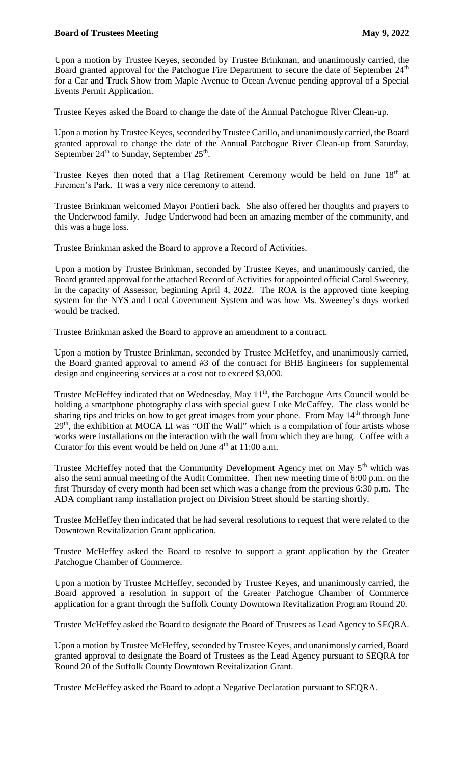Upon a motion by Trustee Keyes, seconded by Trustee Brinkman, and unanimously carried, the Board granted approval for the Patchogue Fire Department to secure the date of September 24th for a Car and Truck Show from Maple Avenue to Ocean Avenue pending approval of a Special Events Permit Application.

Trustee Keyes asked the Board to change the date of the Annual Patchogue River Clean-up.

Upon a motion by Trustee Keyes, seconded by Trustee Carillo, and unanimously carried, the Board granted approval to change the date of the Annual Patchogue River Clean-up from Saturday, September 24th to Sunday, September 25th.

Trustee Keyes then noted that a Flag Retirement Ceremony would be held on June 18th at Firemen's Park. It was a very nice ceremony to attend.

Trustee Brinkman welcomed Mayor Pontieri back. She also offered her thoughts and prayers to the Underwood family. Judge Underwood had been an amazing member of the community, and this was a huge loss.

Trustee Brinkman asked the Board to approve a Record of Activities.

Upon a motion by Trustee Brinkman, seconded by Trustee Keyes, and unanimously carried, the Board granted approval for the attached Record of Activities for appointed official Carol Sweeney, in the capacity of Assessor, beginning April 4, 2022. The ROA is the approved time keeping system for the NYS and Local Government System and was how Ms. Sweeney's days worked would be tracked.

Trustee Brinkman asked the Board to approve an amendment to a contract.

Upon a motion by Trustee Brinkman, seconded by Trustee McHeffey, and unanimously carried, the Board granted approval to amend #3 of the contract for BHB Engineers for supplemental design and engineering services at a cost not to exceed $3,000.

Trustee McHeffey indicated that on Wednesday, May 11th, the Patchogue Arts Council would be holding a smartphone photography class with special guest Luke McCaffey. The class would be sharing tips and tricks on how to get great images from your phone. From May 14th through June 29th, the exhibition at MOCA LI was "Off the Wall" which is a compilation of four artists whose works were installations on the interaction with the wall from which they are hung. Coffee with a Curator for this event would be held on June 4th at 11:00 a.m.

Trustee McHeffey noted that the Community Development Agency met on May 5th which was also the semi annual meeting of the Audit Committee. Then new meeting time of 6:00 p.m. on the first Thursday of every month had been set which was a change from the previous 6:30 p.m. The ADA compliant ramp installation project on Division Street should be starting shortly.

Trustee McHeffey then indicated that he had several resolutions to request that were related to the Downtown Revitalization Grant application.

Trustee McHeffey asked the Board to resolve to support a grant application by the Greater Patchogue Chamber of Commerce.

Upon a motion by Trustee McHeffey, seconded by Trustee Keyes, and unanimously carried, the Board approved a resolution in support of the Greater Patchogue Chamber of Commerce application for a grant through the Suffolk County Downtown Revitalization Program Round 20.

Trustee McHeffey asked the Board to designate the Board of Trustees as Lead Agency to SEQRA.

Upon a motion by Trustee McHeffey, seconded by Trustee Keyes, and unanimously carried, Board granted approval to designate the Board of Trustees as the Lead Agency pursuant to SEQRA for Round 20 of the Suffolk County Downtown Revitalization Grant.

Trustee McHeffey asked the Board to adopt a Negative Declaration pursuant to SEQRA.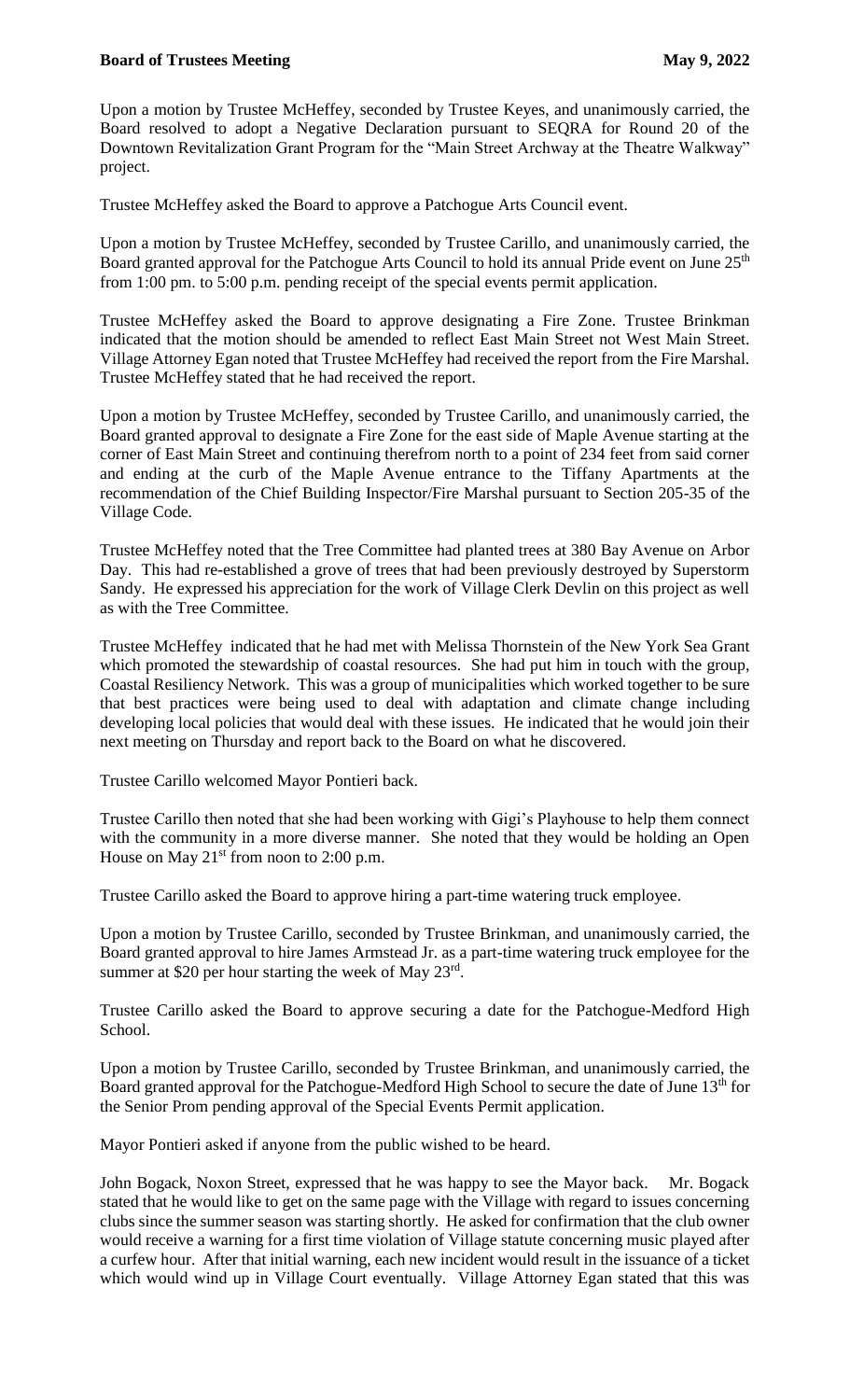Upon a motion by Trustee McHeffey, seconded by Trustee Keyes, and unanimously carried, the Board resolved to adopt a Negative Declaration pursuant to SEQRA for Round 20 of the Downtown Revitalization Grant Program for the "Main Street Archway at the Theatre Walkway" project.

Trustee McHeffey asked the Board to approve a Patchogue Arts Council event.

Upon a motion by Trustee McHeffey, seconded by Trustee Carillo, and unanimously carried, the Board granted approval for the Patchogue Arts Council to hold its annual Pride event on June 25th from 1:00 pm. to 5:00 p.m. pending receipt of the special events permit application.

Trustee McHeffey asked the Board to approve designating a Fire Zone. Trustee Brinkman indicated that the motion should be amended to reflect East Main Street not West Main Street. Village Attorney Egan noted that Trustee McHeffey had received the report from the Fire Marshal. Trustee McHeffey stated that he had received the report.

Upon a motion by Trustee McHeffey, seconded by Trustee Carillo, and unanimously carried, the Board granted approval to designate a Fire Zone for the east side of Maple Avenue starting at the corner of East Main Street and continuing therefrom north to a point of 234 feet from said corner and ending at the curb of the Maple Avenue entrance to the Tiffany Apartments at the recommendation of the Chief Building Inspector/Fire Marshal pursuant to Section 205-35 of the Village Code.

Trustee McHeffey noted that the Tree Committee had planted trees at 380 Bay Avenue on Arbor Day. This had re-established a grove of trees that had been previously destroyed by Superstorm Sandy. He expressed his appreciation for the work of Village Clerk Devlin on this project as well as with the Tree Committee.

Trustee McHeffey indicated that he had met with Melissa Thornstein of the New York Sea Grant which promoted the stewardship of coastal resources. She had put him in touch with the group, Coastal Resiliency Network. This was a group of municipalities which worked together to be sure that best practices were being used to deal with adaptation and climate change including developing local policies that would deal with these issues. He indicated that he would join their next meeting on Thursday and report back to the Board on what he discovered.

Trustee Carillo welcomed Mayor Pontieri back.

Trustee Carillo then noted that she had been working with Gigi's Playhouse to help them connect with the community in a more diverse manner. She noted that they would be holding an Open House on May 21st from noon to 2:00 p.m.

Trustee Carillo asked the Board to approve hiring a part-time watering truck employee.

Upon a motion by Trustee Carillo, seconded by Trustee Brinkman, and unanimously carried, the Board granted approval to hire James Armstead Jr. as a part-time watering truck employee for the summer at $20 per hour starting the week of May 23rd.

Trustee Carillo asked the Board to approve securing a date for the Patchogue-Medford High School.

Upon a motion by Trustee Carillo, seconded by Trustee Brinkman, and unanimously carried, the Board granted approval for the Patchogue-Medford High School to secure the date of June 13th for the Senior Prom pending approval of the Special Events Permit application.

Mayor Pontieri asked if anyone from the public wished to be heard.

John Bogack, Noxon Street, expressed that he was happy to see the Mayor back. Mr. Bogack stated that he would like to get on the same page with the Village with regard to issues concerning clubs since the summer season was starting shortly. He asked for confirmation that the club owner would receive a warning for a first time violation of Village statute concerning music played after a curfew hour. After that initial warning, each new incident would result in the issuance of a ticket which would wind up in Village Court eventually. Village Attorney Egan stated that this was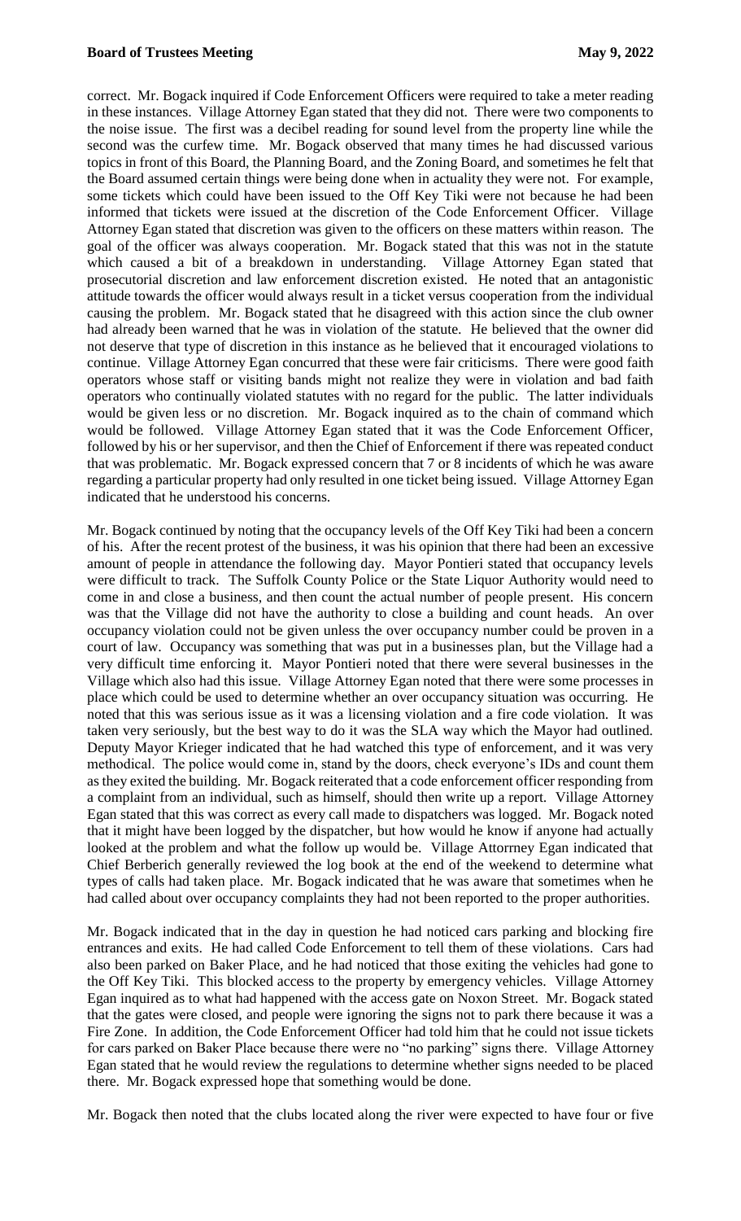correct. Mr. Bogack inquired if Code Enforcement Officers were required to take a meter reading in these instances. Village Attorney Egan stated that they did not. There were two components to the noise issue. The first was a decibel reading for sound level from the property line while the second was the curfew time. Mr. Bogack observed that many times he had discussed various topics in front of this Board, the Planning Board, and the Zoning Board, and sometimes he felt that the Board assumed certain things were being done when in actuality they were not. For example, some tickets which could have been issued to the Off Key Tiki were not because he had been informed that tickets were issued at the discretion of the Code Enforcement Officer. Village Attorney Egan stated that discretion was given to the officers on these matters within reason. The goal of the officer was always cooperation. Mr. Bogack stated that this was not in the statute which caused a bit of a breakdown in understanding. Village Attorney Egan stated that prosecutorial discretion and law enforcement discretion existed. He noted that an antagonistic attitude towards the officer would always result in a ticket versus cooperation from the individual causing the problem. Mr. Bogack stated that he disagreed with this action since the club owner had already been warned that he was in violation of the statute. He believed that the owner did not deserve that type of discretion in this instance as he believed that it encouraged violations to continue. Village Attorney Egan concurred that these were fair criticisms. There were good faith operators whose staff or visiting bands might not realize they were in violation and bad faith operators who continually violated statutes with no regard for the public. The latter individuals would be given less or no discretion. Mr. Bogack inquired as to the chain of command which would be followed. Village Attorney Egan stated that it was the Code Enforcement Officer, followed by his or her supervisor, and then the Chief of Enforcement if there was repeated conduct that was problematic. Mr. Bogack expressed concern that 7 or 8 incidents of which he was aware regarding a particular property had only resulted in one ticket being issued. Village Attorney Egan indicated that he understood his concerns.

Mr. Bogack continued by noting that the occupancy levels of the Off Key Tiki had been a concern of his. After the recent protest of the business, it was his opinion that there had been an excessive amount of people in attendance the following day. Mayor Pontieri stated that occupancy levels were difficult to track. The Suffolk County Police or the State Liquor Authority would need to come in and close a business, and then count the actual number of people present. His concern was that the Village did not have the authority to close a building and count heads. An over occupancy violation could not be given unless the over occupancy number could be proven in a court of law. Occupancy was something that was put in a businesses plan, but the Village had a very difficult time enforcing it. Mayor Pontieri noted that there were several businesses in the Village which also had this issue. Village Attorney Egan noted that there were some processes in place which could be used to determine whether an over occupancy situation was occurring. He noted that this was serious issue as it was a licensing violation and a fire code violation. It was taken very seriously, but the best way to do it was the SLA way which the Mayor had outlined. Deputy Mayor Krieger indicated that he had watched this type of enforcement, and it was very methodical. The police would come in, stand by the doors, check everyone's IDs and count them as they exited the building. Mr. Bogack reiterated that a code enforcement officer responding from a complaint from an individual, such as himself, should then write up a report. Village Attorney Egan stated that this was correct as every call made to dispatchers was logged. Mr. Bogack noted that it might have been logged by the dispatcher, but how would he know if anyone had actually looked at the problem and what the follow up would be. Village Attorrney Egan indicated that Chief Berberich generally reviewed the log book at the end of the weekend to determine what types of calls had taken place. Mr. Bogack indicated that he was aware that sometimes when he had called about over occupancy complaints they had not been reported to the proper authorities.

Mr. Bogack indicated that in the day in question he had noticed cars parking and blocking fire entrances and exits. He had called Code Enforcement to tell them of these violations. Cars had also been parked on Baker Place, and he had noticed that those exiting the vehicles had gone to the Off Key Tiki. This blocked access to the property by emergency vehicles. Village Attorney Egan inquired as to what had happened with the access gate on Noxon Street. Mr. Bogack stated that the gates were closed, and people were ignoring the signs not to park there because it was a Fire Zone. In addition, the Code Enforcement Officer had told him that he could not issue tickets for cars parked on Baker Place because there were no "no parking" signs there. Village Attorney Egan stated that he would review the regulations to determine whether signs needed to be placed there. Mr. Bogack expressed hope that something would be done.

Mr. Bogack then noted that the clubs located along the river were expected to have four or five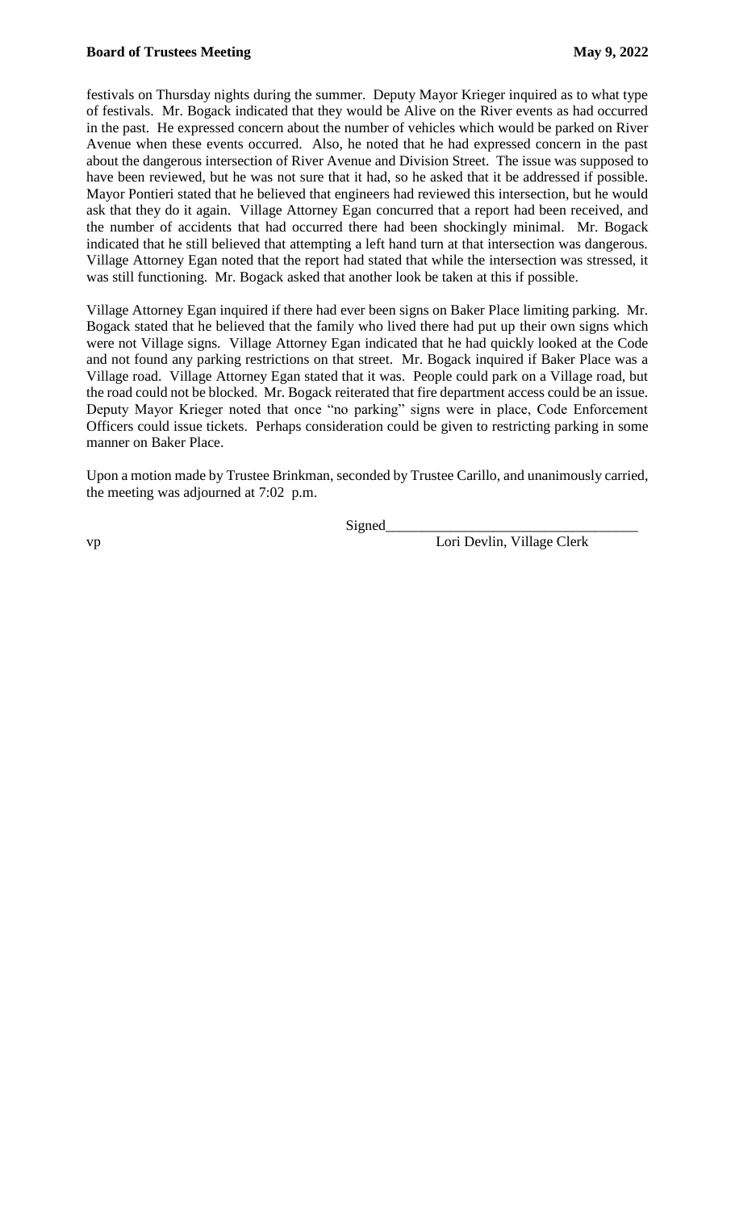festivals on Thursday nights during the summer. Deputy Mayor Krieger inquired as to what type of festivals. Mr. Bogack indicated that they would be Alive on the River events as had occurred in the past. He expressed concern about the number of vehicles which would be parked on River Avenue when these events occurred. Also, he noted that he had expressed concern in the past about the dangerous intersection of River Avenue and Division Street. The issue was supposed to have been reviewed, but he was not sure that it had, so he asked that it be addressed if possible. Mayor Pontieri stated that he believed that engineers had reviewed this intersection, but he would ask that they do it again. Village Attorney Egan concurred that a report had been received, and the number of accidents that had occurred there had been shockingly minimal. Mr. Bogack indicated that he still believed that attempting a left hand turn at that intersection was dangerous. Village Attorney Egan noted that the report had stated that while the intersection was stressed, it was still functioning. Mr. Bogack asked that another look be taken at this if possible.

Village Attorney Egan inquired if there had ever been signs on Baker Place limiting parking. Mr. Bogack stated that he believed that the family who lived there had put up their own signs which were not Village signs. Village Attorney Egan indicated that he had quickly looked at the Code and not found any parking restrictions on that street. Mr. Bogack inquired if Baker Place was a Village road. Village Attorney Egan stated that it was. People could park on a Village road, but the road could not be blocked. Mr. Bogack reiterated that fire department access could be an issue. Deputy Mayor Krieger noted that once "no parking" signs were in place, Code Enforcement Officers could issue tickets. Perhaps consideration could be given to restricting parking in some manner on Baker Place.

Upon a motion made by Trustee Brinkman, seconded by Trustee Carillo, and unanimously carried, the meeting was adjourned at 7:02 p.m.

Signed___________________________________

vp Lori Devlin, Village Clerk